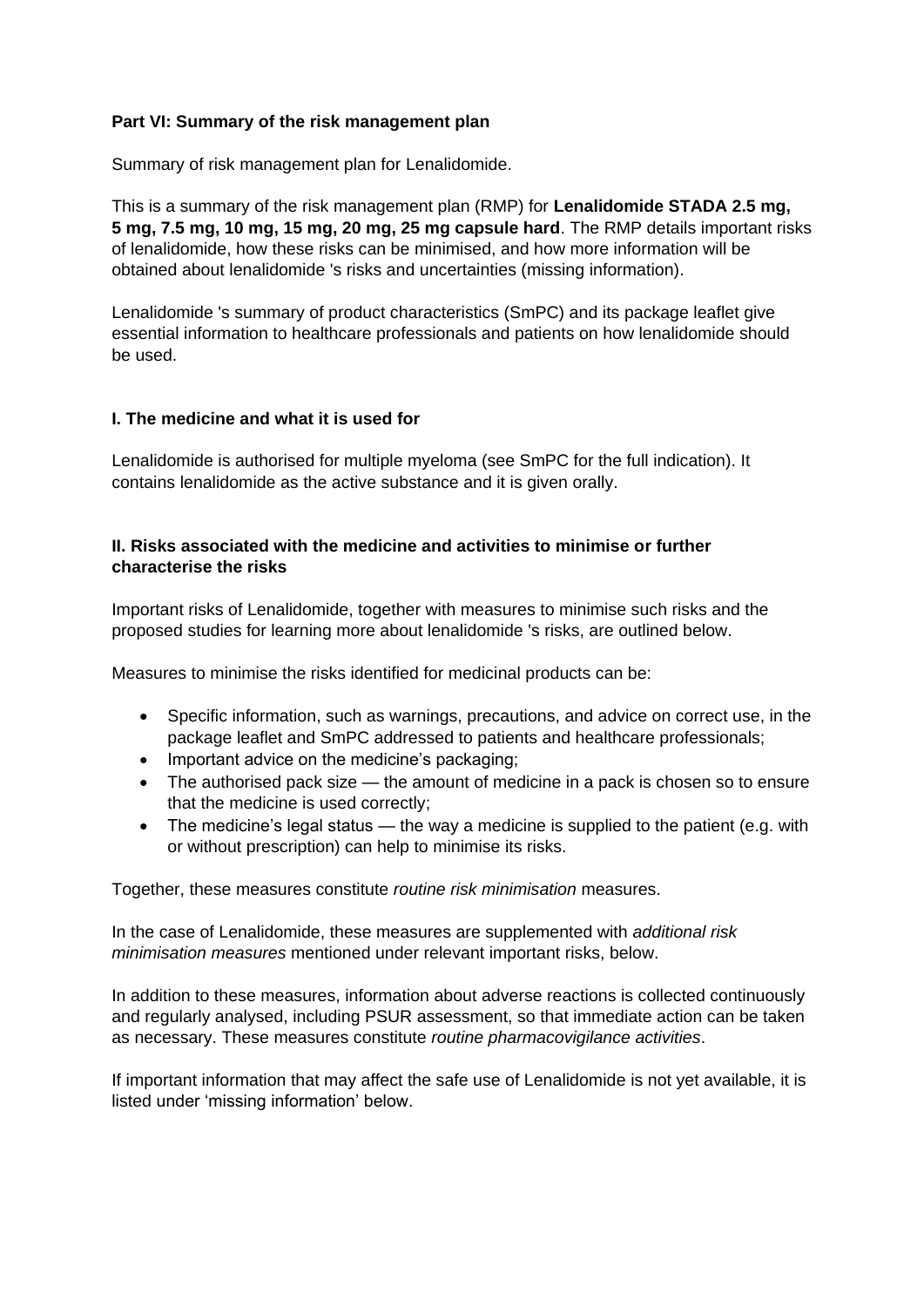**Part VI: Summary of the risk management plan**

Summary of risk management plan for Lenalidomide.

This is a summary of the risk management plan (RMP) for **Lenalidomide STADA 2.5 mg, 5 mg, 7.5 mg, 10 mg, 15 mg, 20 mg, 25 mg capsule hard**. The RMP details important risks of lenalidomide, how these risks can be minimised, and how more information will be obtained about lenalidomide 's risks and uncertainties (missing information).

Lenalidomide 's summary of product characteristics (SmPC) and its package leaflet give essential information to healthcare professionals and patients on how lenalidomide should be used.

**I. The medicine and what it is used for**

Lenalidomide is authorised for multiple myeloma (see SmPC for the full indication). It contains lenalidomide as the active substance and it is given orally.

**II. Risks associated with the medicine and activities to minimise or further characterise the risks**

Important risks of Lenalidomide, together with measures to minimise such risks and the proposed studies for learning more about lenalidomide 's risks, are outlined below.

Measures to minimise the risks identified for medicinal products can be:

- Specific information, such as warnings, precautions, and advice on correct use, in the package leaflet and SmPC addressed to patients and healthcare professionals;
- Important advice on the medicine's packaging;
- The authorised pack size — the amount of medicine in a pack is chosen so to ensure that the medicine is used correctly;
- The medicine's legal status — the way a medicine is supplied to the patient (e.g. with or without prescription) can help to minimise its risks.

Together, these measures constitute *routine risk minimisation* measures.

In the case of Lenalidomide, these measures are supplemented with *additional risk minimisation measures* mentioned under relevant important risks, below.

In addition to these measures, information about adverse reactions is collected continuously and regularly analysed, including PSUR assessment, so that immediate action can be taken as necessary. These measures constitute *routine pharmacovigilance activities*.

If important information that may affect the safe use of Lenalidomide is not yet available, it is listed under 'missing information' below.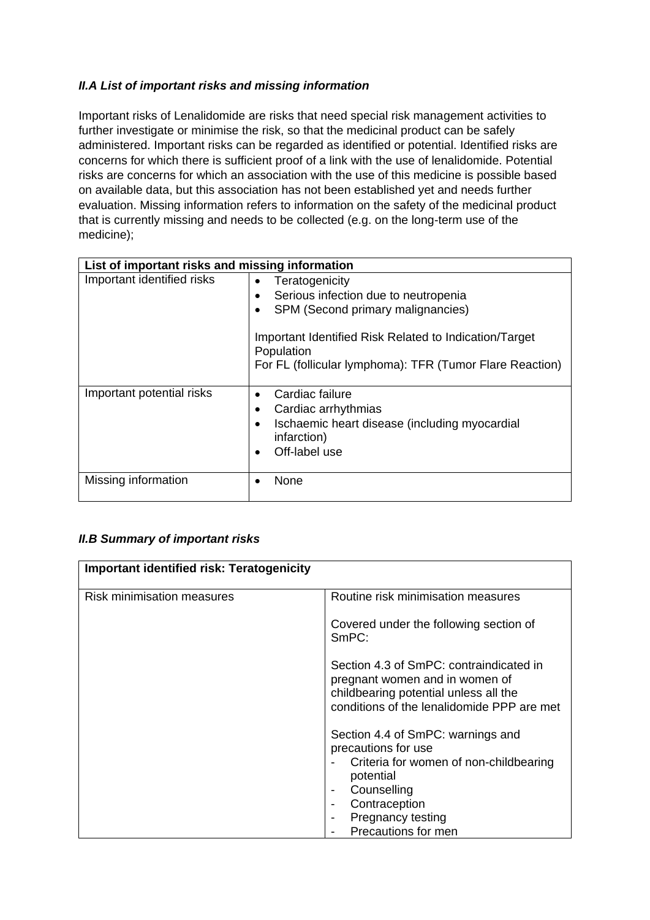### *II.A List of important risks and missing information*

Important risks of Lenalidomide are risks that need special risk management activities to further investigate or minimise the risk, so that the medicinal product can be safely administered. Important risks can be regarded as identified or potential. Identified risks are concerns for which there is sufficient proof of a link with the use of lenalidomide. Potential risks are concerns for which an association with the use of this medicine is possible based on available data, but this association has not been established yet and needs further evaluation. Missing information refers to information on the safety of the medicinal product that is currently missing and needs to be collected (e.g. on the long-term use of the medicine);

| **List of important risks and missing information** | |
|---|---|
| Important identified risks | • Teratogenicity<br>• Serious infection due to neutropenia<br>• SPM (Second primary malignancies)<br><br>Important Identified Risk Related to Indication/Target Population<br>For FL (follicular lymphoma): TFR (Tumor Flare Reaction) |
| Important potential risks | • Cardiac failure<br>• Cardiac arrhythmias<br>• Ischaemic heart disease (including myocardial infarction)<br>• Off-label use |
| Missing information | • None |

### *II.B Summary of important risks*

| **Important identified risk: Teratogenicity** | |
|---|---|
| Risk minimisation measures | Routine risk minimisation measures<br><br>Covered under the following section of SmPC:<br><br>Section 4.3 of SmPC: contraindicated in pregnant women and in women of childbearing potential unless all the conditions of the lenalidomide PPP are met<br><br>Section 4.4 of SmPC: warnings and precautions for use<br>- Criteria for women of non-childbearing potential<br>- Counselling<br>- Contraception<br>- Pregnancy testing<br>- Precautions for men |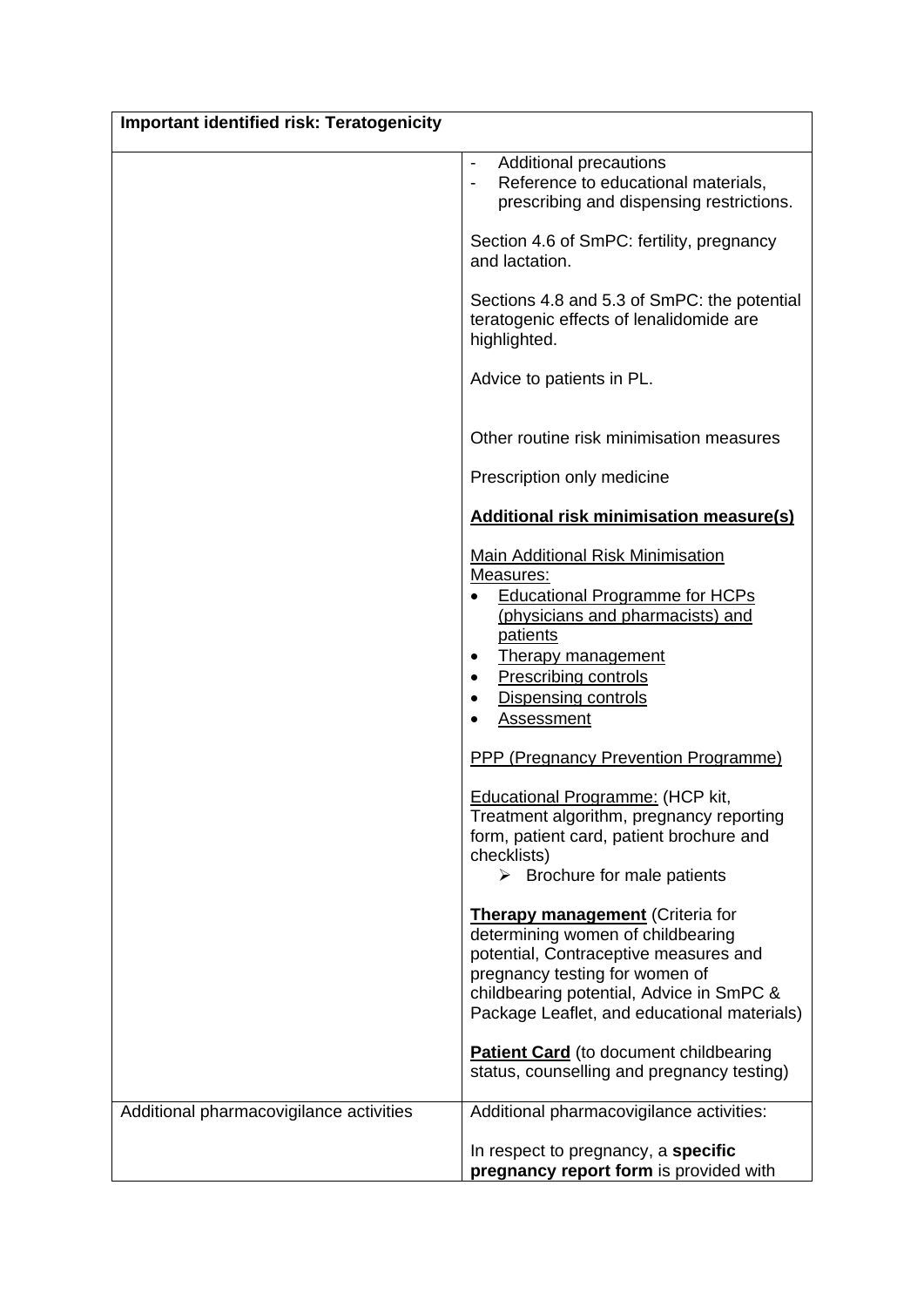| Important identified risk: Teratogenicity | |
|---|---|
| | - Additional precautions<br>- Reference to educational materials, prescribing and dispensing restrictions.<br><br>Section 4.6 of SmPC: fertility, pregnancy and lactation.<br><br>Sections 4.8 and 5.3 of SmPC: the potential teratogenic effects of lenalidomide are highlighted.<br><br>Advice to patients in PL.<br><br>Other routine risk minimisation measures<br><br>Prescription only medicine<br><br>**Additional risk minimisation measure(s)**<br><br>Main Additional Risk Minimisation Measures:<br>• Educational Programme for HCPs (physicians and pharmacists) and patients<br>• Therapy management<br>• Prescribing controls<br>• Dispensing controls<br>• Assessment<br><br>PPP (Pregnancy Prevention Programme)<br><br>Educational Programme: (HCP kit, Treatment algorithm, pregnancy reporting form, patient card, patient brochure and checklists)<br>➢ Brochure for male patients<br><br>**Therapy management** (Criteria for determining women of childbearing potential, Contraceptive measures and pregnancy testing for women of childbearing potential, Advice in SmPC & Package Leaflet, and educational materials)<br><br>**Patient Card** (to document childbearing status, counselling and pregnancy testing) |
| Additional pharmacovigilance activities | Additional pharmacovigilance activities:<br><br>In respect to pregnancy, a **specific pregnancy report form** is provided with |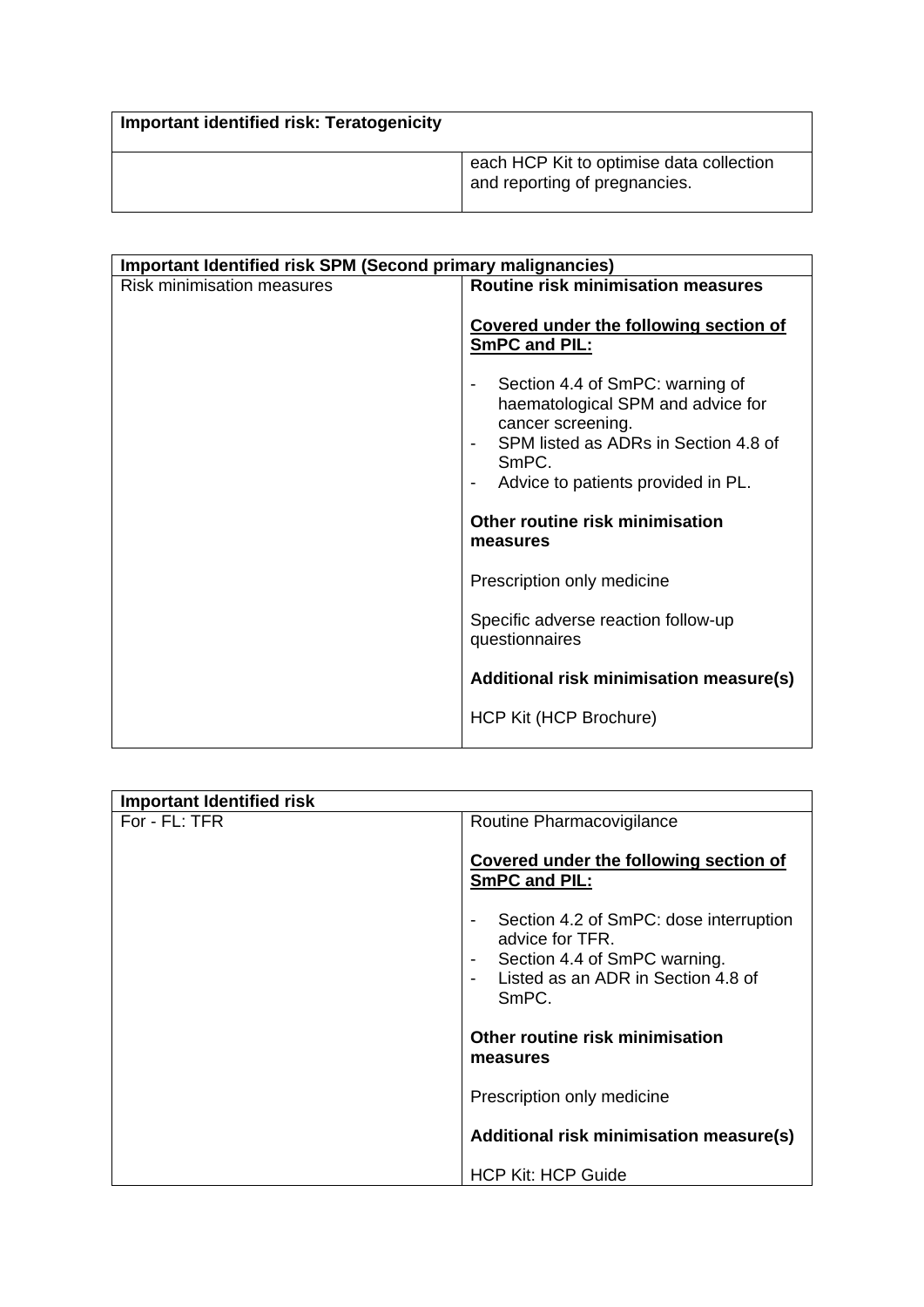| Important identified risk: Teratogenicity | |
|---|---|
| | each HCP Kit to optimise data collection and reporting of pregnancies. |

| Important Identified risk SPM (Second primary malignancies) | |
|---|---|
| Risk minimisation measures | **Routine risk minimisation measures**<br><br>**Covered under the following section of SmPC and PIL:**<br><br>- Section 4.4 of SmPC: warning of haematological SPM and advice for cancer screening.<br>- SPM listed as ADRs in Section 4.8 of SmPC.<br>- Advice to patients provided in PL.<br><br>**Other routine risk minimisation measures**<br><br>Prescription only medicine<br><br>Specific adverse reaction follow-up questionnaires<br><br>**Additional risk minimisation measure(s)**<br><br>HCP Kit (HCP Brochure) |

| Important Identified risk | |
|---|---|
| For - FL: TFR | Routine Pharmacovigilance<br><br>**Covered under the following section of SmPC and PIL:**<br><br>- Section 4.2 of SmPC: dose interruption advice for TFR.<br>- Section 4.4 of SmPC warning.<br>- Listed as an ADR in Section 4.8 of SmPC.<br><br>**Other routine risk minimisation measures**<br><br>Prescription only medicine<br><br>**Additional risk minimisation measure(s)**<br><br>HCP Kit: HCP Guide |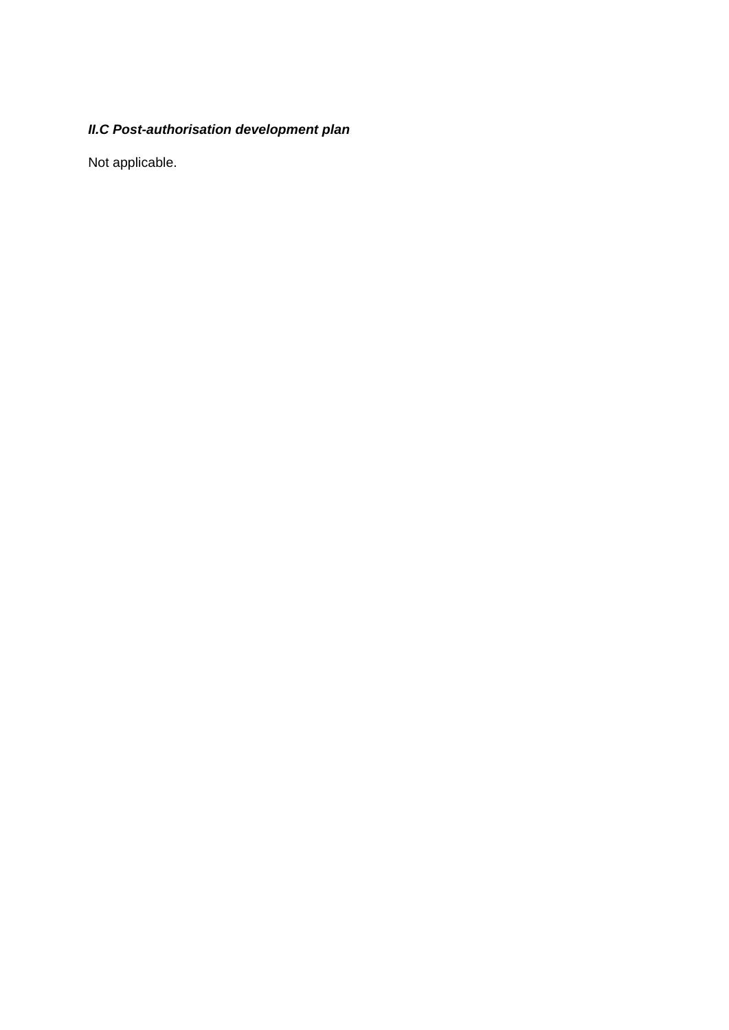### *II.C Post-authorisation development plan*

Not applicable.